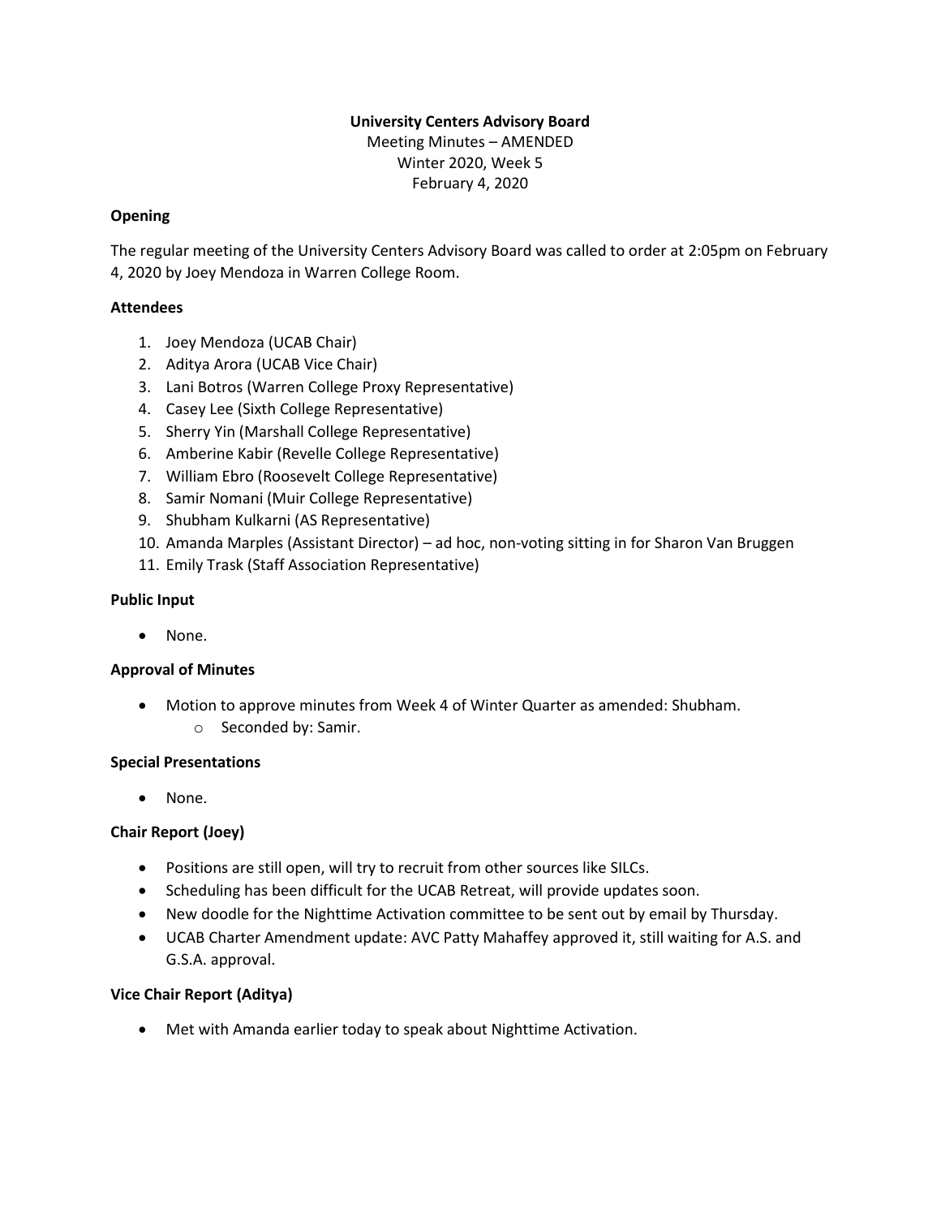**University Centers Advisory Board**

Meeting Minutes – AMENDED

Winter 2020, Week 5

February 4, 2020

**Opening**

The regular meeting of the University Centers Advisory Board was called to order at 2:05pm on February 4, 2020 by Joey Mendoza in Warren College Room.

**Attendees**

1. Joey Mendoza (UCAB Chair)
2. Aditya Arora (UCAB Vice Chair)
3. Lani Botros (Warren College Proxy Representative)
4. Casey Lee (Sixth College Representative)
5. Sherry Yin (Marshall College Representative)
6. Amberine Kabir (Revelle College Representative)
7. William Ebro (Roosevelt College Representative)
8. Samir Nomani (Muir College Representative)
9. Shubham Kulkarni (AS Representative)
10. Amanda Marples (Assistant Director) – ad hoc, non-voting sitting in for Sharon Van Bruggen
11. Emily Trask (Staff Association Representative)

**Public Input**

- None.

**Approval of Minutes**

- Motion to approve minutes from Week 4 of Winter Quarter as amended: Shubham.
    - Seconded by: Samir.

**Special Presentations**

- None.

**Chair Report (Joey)**

- Positions are still open, will try to recruit from other sources like SILCs.
- Scheduling has been difficult for the UCAB Retreat, will provide updates soon.
- New doodle for the Nighttime Activation committee to be sent out by email by Thursday.
- UCAB Charter Amendment update: AVC Patty Mahaffey approved it, still waiting for A.S. and G.S.A. approval.

**Vice Chair Report (Aditya)**

- Met with Amanda earlier today to speak about Nighttime Activation.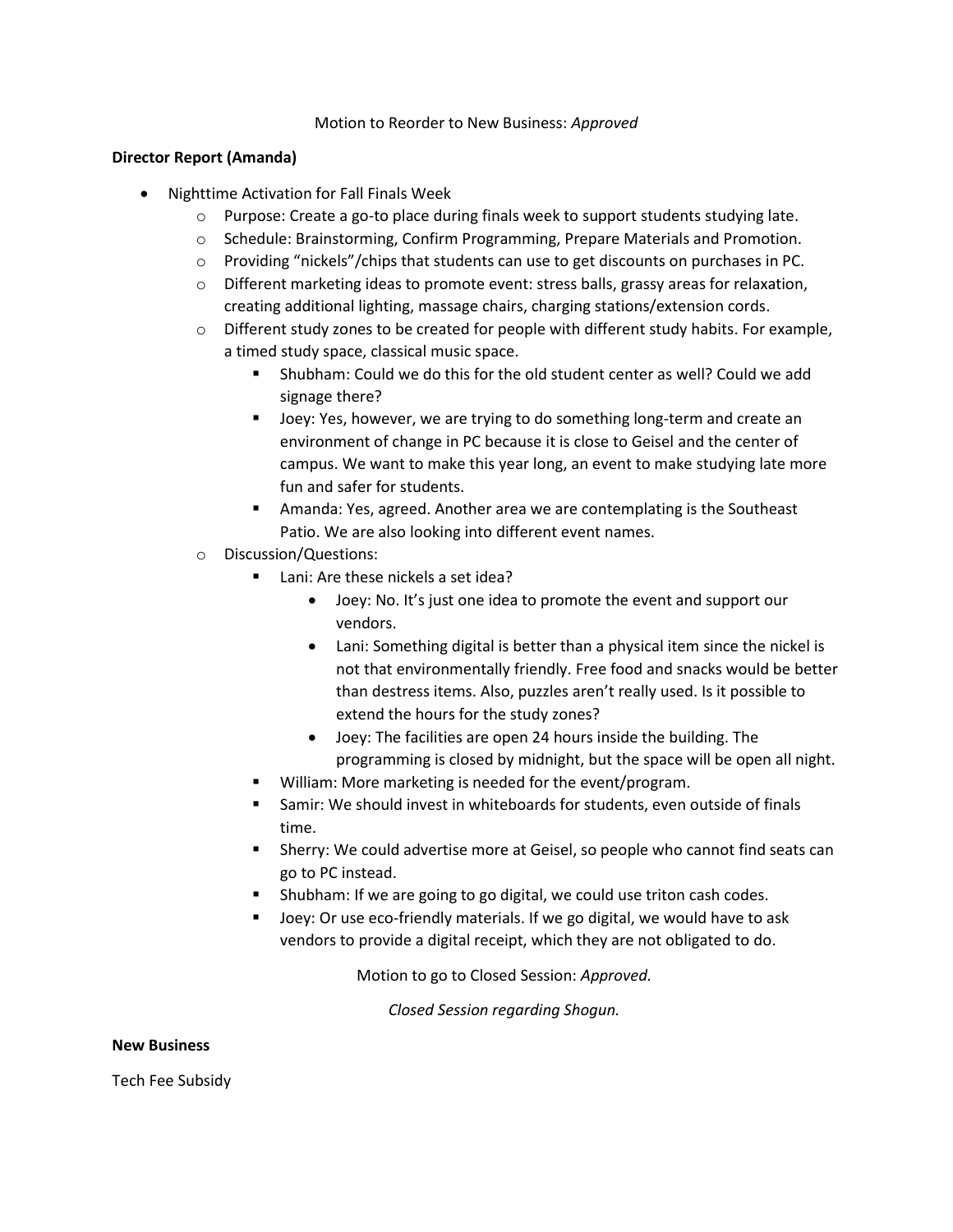Motion to Reorder to New Business: *Approved*

**Director Report (Amanda)**

- Nighttime Activation for Fall Finals Week
  - Purpose: Create a go-to place during finals week to support students studying late.
  - Schedule: Brainstorming, Confirm Programming, Prepare Materials and Promotion.
  - Providing "nickels"/chips that students can use to get discounts on purchases in PC.
  - Different marketing ideas to promote event: stress balls, grassy areas for relaxation, creating additional lighting, massage chairs, charging stations/extension cords.
  - Different study zones to be created for people with different study habits. For example, a timed study space, classical music space.
    - Shubham: Could we do this for the old student center as well? Could we add signage there?
    - Joey: Yes, however, we are trying to do something long-term and create an environment of change in PC because it is close to Geisel and the center of campus. We want to make this year long, an event to make studying late more fun and safer for students.
    - Amanda: Yes, agreed. Another area we are contemplating is the Southeast Patio. We are also looking into different event names.
  - Discussion/Questions:
    - Lani: Are these nickels a set idea?
      - Joey: No. It's just one idea to promote the event and support our vendors.
      - Lani: Something digital is better than a physical item since the nickel is not that environmentally friendly. Free food and snacks would be better than destress items. Also, puzzles aren't really used. Is it possible to extend the hours for the study zones?
      - Joey: The facilities are open 24 hours inside the building. The programming is closed by midnight, but the space will be open all night.
    - William: More marketing is needed for the event/program.
    - Samir: We should invest in whiteboards for students, even outside of finals time.
    - Sherry: We could advertise more at Geisel, so people who cannot find seats can go to PC instead.
    - Shubham: If we are going to go digital, we could use triton cash codes.
    - Joey: Or use eco-friendly materials. If we go digital, we would have to ask vendors to provide a digital receipt, which they are not obligated to do.

Motion to go to Closed Session: *Approved.*

*Closed Session regarding Shogun.*

**New Business**

Tech Fee Subsidy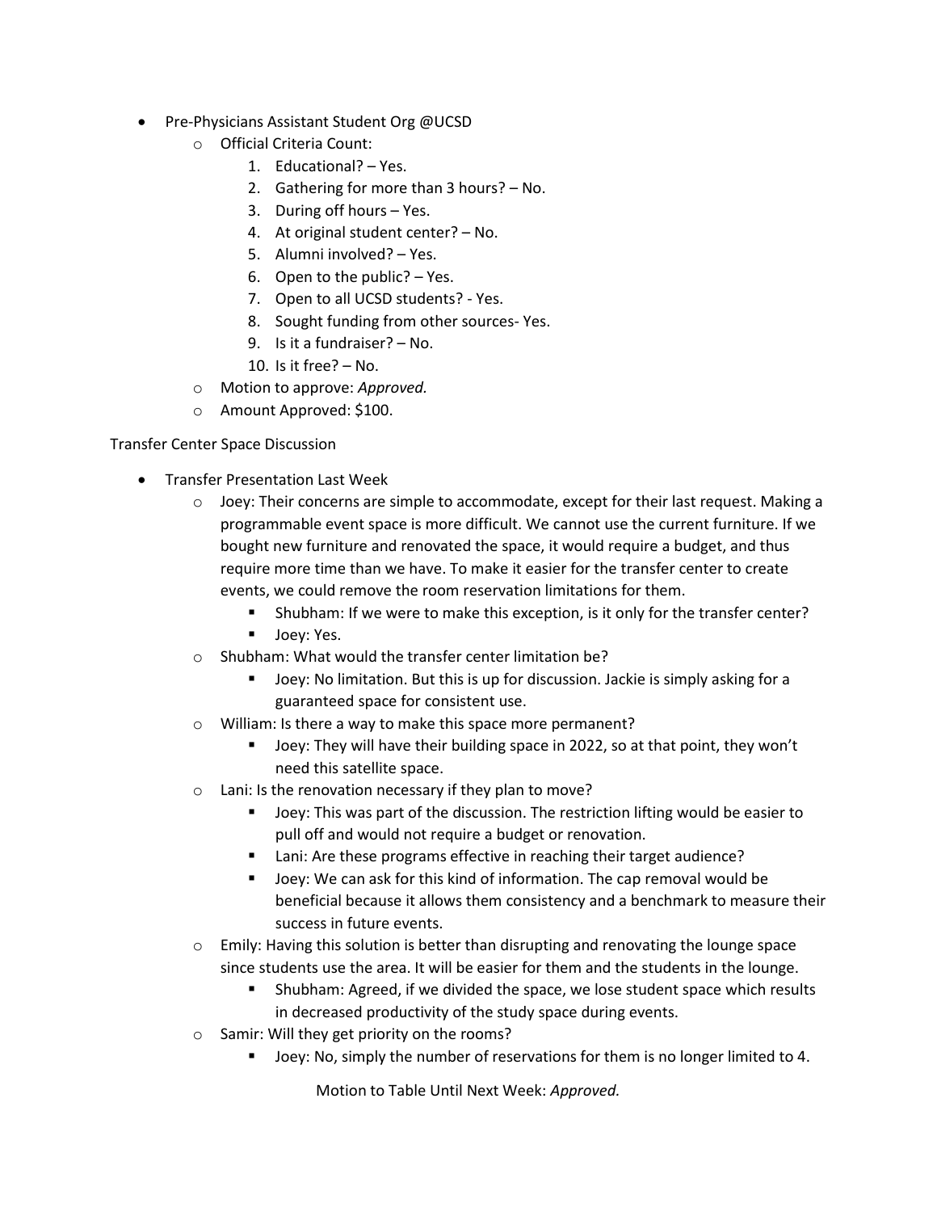- Pre-Physicians Assistant Student Org @UCSD
  - Official Criteria Count:
    1. Educational? – Yes.
    2. Gathering for more than 3 hours? – No.
    3. During off hours – Yes.
    4. At original student center? – No.
    5. Alumni involved? – Yes.
    6. Open to the public? – Yes.
    7. Open to all UCSD students? - Yes.
    8. Sought funding from other sources- Yes.
    9. Is it a fundraiser? – No.
    10. Is it free? – No.
  - Motion to approve: *Approved.*
  - Amount Approved: $100.

Transfer Center Space Discussion

- Transfer Presentation Last Week
  - Joey: Their concerns are simple to accommodate, except for their last request. Making a programmable event space is more difficult. We cannot use the current furniture. If we bought new furniture and renovated the space, it would require a budget, and thus require more time than we have. To make it easier for the transfer center to create events, we could remove the room reservation limitations for them.
    - Shubham: If we were to make this exception, is it only for the transfer center?
    - Joey: Yes.
  - Shubham: What would the transfer center limitation be?
    - Joey: No limitation. But this is up for discussion. Jackie is simply asking for a guaranteed space for consistent use.
  - William: Is there a way to make this space more permanent?
    - Joey: They will have their building space in 2022, so at that point, they won't need this satellite space.
  - Lani: Is the renovation necessary if they plan to move?
    - Joey: This was part of the discussion. The restriction lifting would be easier to pull off and would not require a budget or renovation.
    - Lani: Are these programs effective in reaching their target audience?
    - Joey: We can ask for this kind of information. The cap removal would be beneficial because it allows them consistency and a benchmark to measure their success in future events.
  - Emily: Having this solution is better than disrupting and renovating the lounge space since students use the area. It will be easier for them and the students in the lounge.
    - Shubham: Agreed, if we divided the space, we lose student space which results in decreased productivity of the study space during events.
  - Samir: Will they get priority on the rooms?
    - Joey: No, simply the number of reservations for them is no longer limited to 4.

Motion to Table Until Next Week: *Approved.*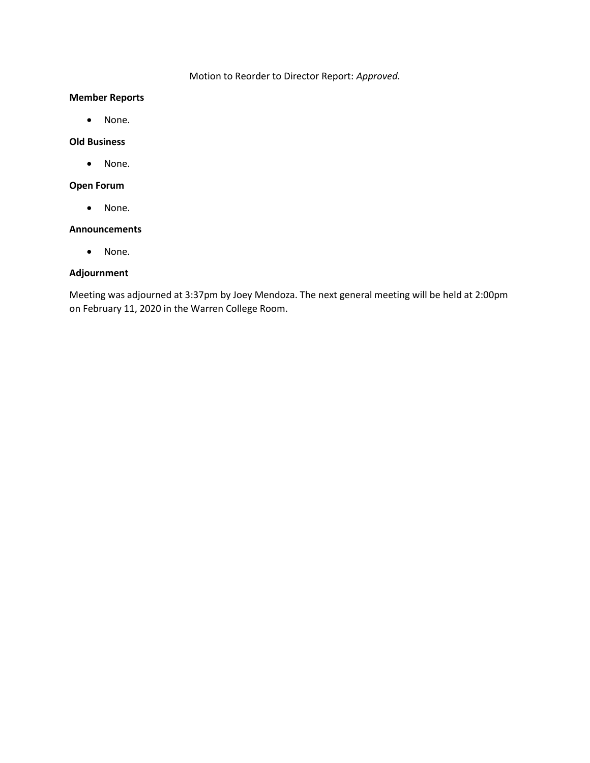Motion to Reorder to Director Report: *Approved.*

**Member Reports**

- None.

**Old Business**

- None.

**Open Forum**

- None.

**Announcements**

- None.

**Adjournment**

Meeting was adjourned at 3:37pm by Joey Mendoza. The next general meeting will be held at 2:00pm on February 11, 2020 in the Warren College Room.